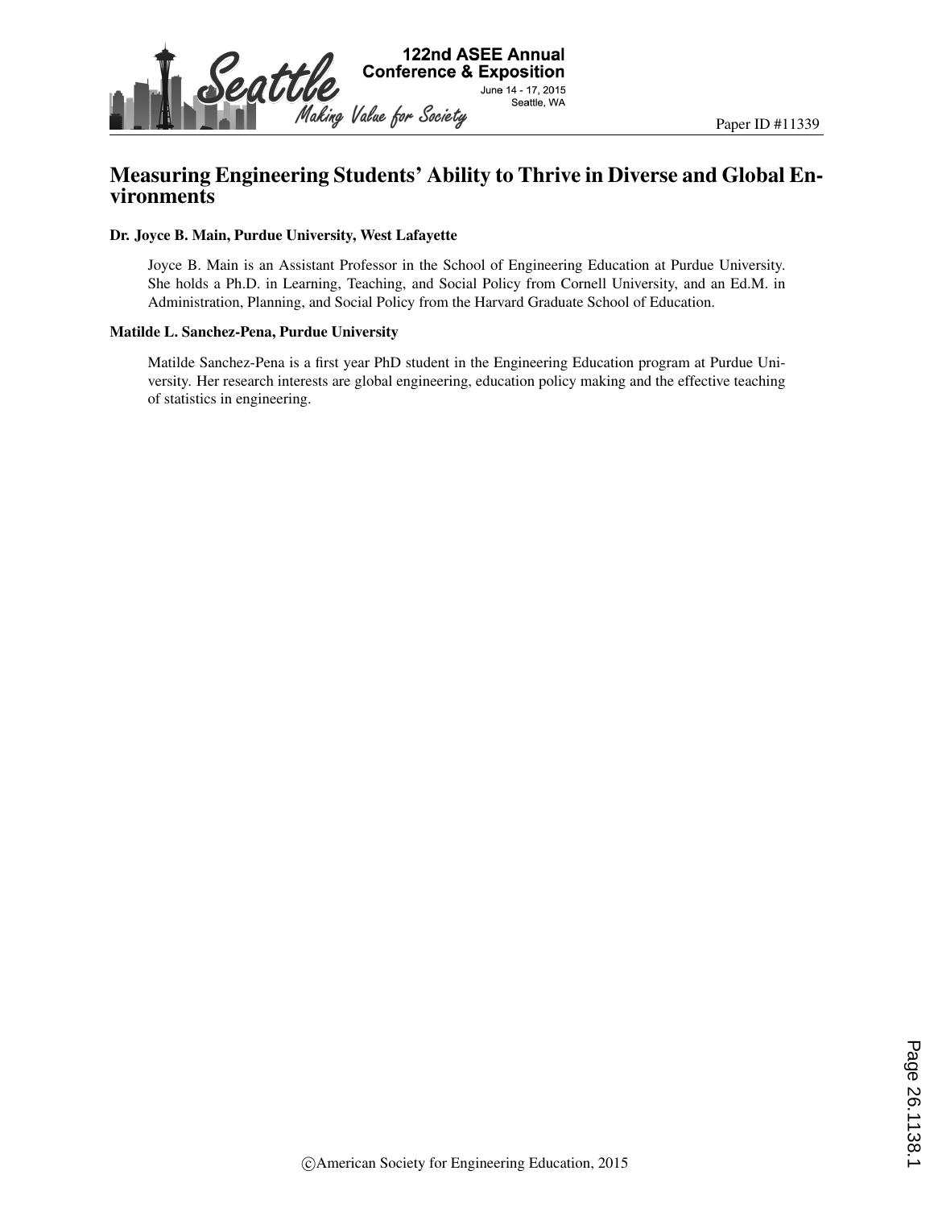Paper ID #11339

# Measuring Engineering Students' Ability to Thrive in Diverse and Global Environments

**Dr. Joyce B. Main, Purdue University, West Lafayette**

Joyce B. Main is an Assistant Professor in the School of Engineering Education at Purdue University. She holds a Ph.D. in Learning, Teaching, and Social Policy from Cornell University, and an Ed.M. in Administration, Planning, and Social Policy from the Harvard Graduate School of Education.

**Matilde L. Sanchez-Pena, Purdue University**

Matilde Sanchez-Pena is a first year PhD student in the Engineering Education program at Purdue University. Her research interests are global engineering, education policy making and the effective teaching of statistics in engineering.

©American Society for Engineering Education, 2015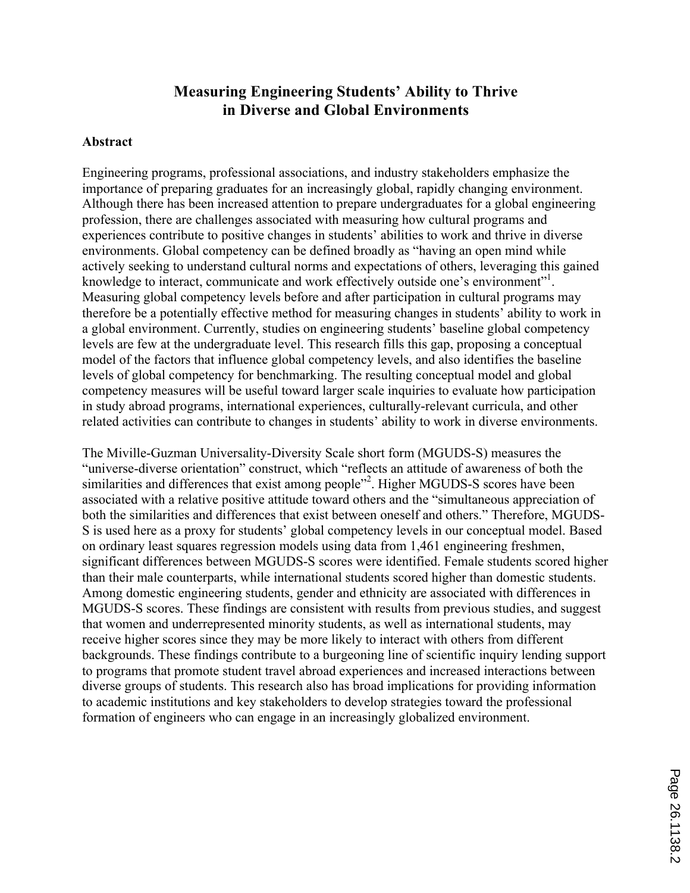# Measuring Engineering Students' Ability to Thrive in Diverse and Global Environments

## Abstract

Engineering programs, professional associations, and industry stakeholders emphasize the importance of preparing graduates for an increasingly global, rapidly changing environment. Although there has been increased attention to prepare undergraduates for a global engineering profession, there are challenges associated with measuring how cultural programs and experiences contribute to positive changes in students' abilities to work and thrive in diverse environments. Global competency can be defined broadly as "having an open mind while actively seeking to understand cultural norms and expectations of others, leveraging this gained knowledge to interact, communicate and work effectively outside one's environment"[1]. Measuring global competency levels before and after participation in cultural programs may therefore be a potentially effective method for measuring changes in students' ability to work in a global environment. Currently, studies on engineering students' baseline global competency levels are few at the undergraduate level. This research fills this gap, proposing a conceptual model of the factors that influence global competency levels, and also identifies the baseline levels of global competency for benchmarking. The resulting conceptual model and global competency measures will be useful toward larger scale inquiries to evaluate how participation in study abroad programs, international experiences, culturally-relevant curricula, and other related activities can contribute to changes in students' ability to work in diverse environments.

The Miville-Guzman Universality-Diversity Scale short form (MGUDS-S) measures the "universe-diverse orientation" construct, which "reflects an attitude of awareness of both the similarities and differences that exist among people"[2]. Higher MGUDS-S scores have been associated with a relative positive attitude toward others and the "simultaneous appreciation of both the similarities and differences that exist between oneself and others." Therefore, MGUDS-S is used here as a proxy for students' global competency levels in our conceptual model. Based on ordinary least squares regression models using data from 1,461 engineering freshmen, significant differences between MGUDS-S scores were identified. Female students scored higher than their male counterparts, while international students scored higher than domestic students. Among domestic engineering students, gender and ethnicity are associated with differences in MGUDS-S scores. These findings are consistent with results from previous studies, and suggest that women and underrepresented minority students, as well as international students, may receive higher scores since they may be more likely to interact with others from different backgrounds. These findings contribute to a burgeoning line of scientific inquiry lending support to programs that promote student travel abroad experiences and increased interactions between diverse groups of students. This research also has broad implications for providing information to academic institutions and key stakeholders to develop strategies toward the professional formation of engineers who can engage in an increasingly globalized environment.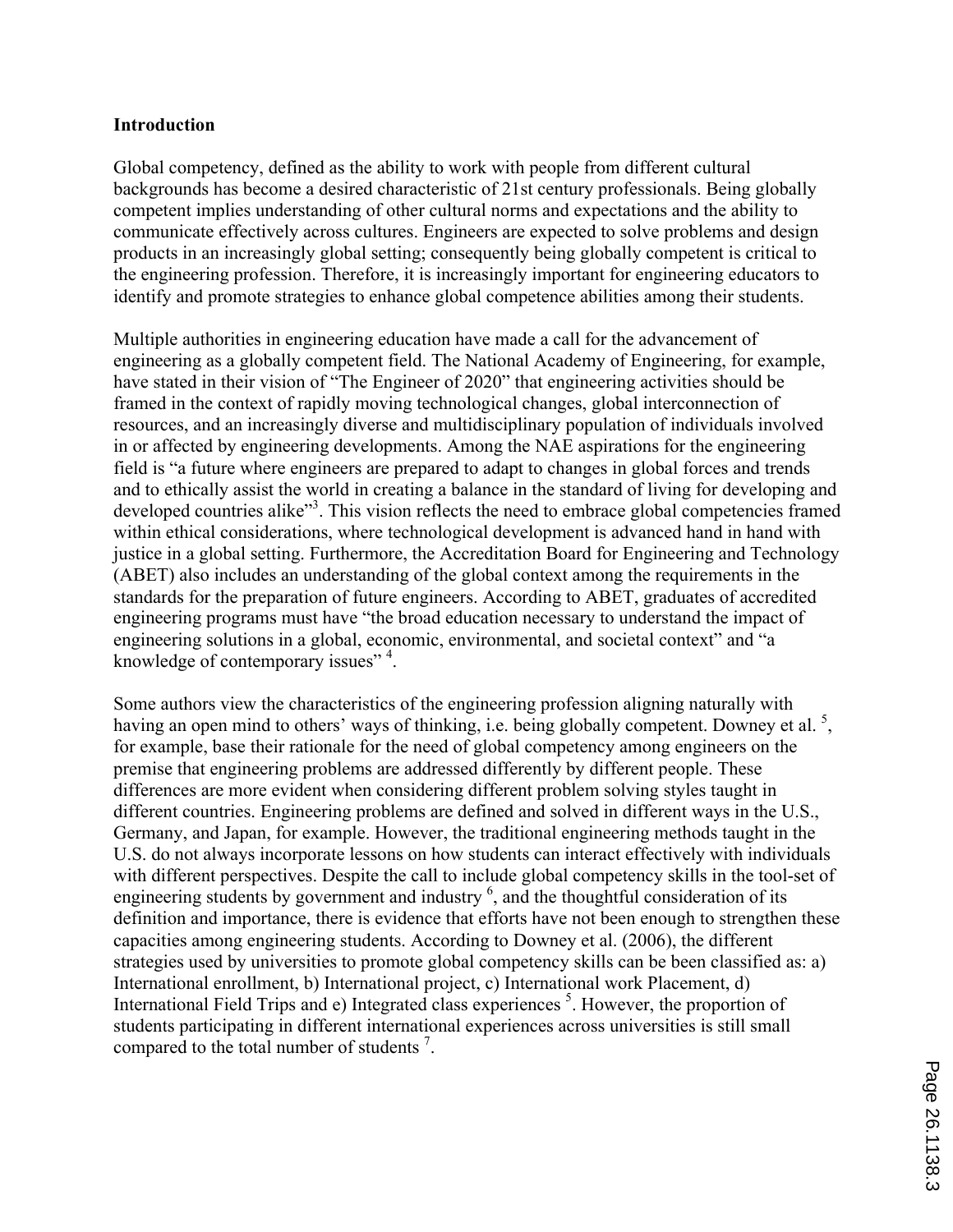## Introduction

Global competency, defined as the ability to work with people from different cultural backgrounds has become a desired characteristic of 21st century professionals. Being globally competent implies understanding of other cultural norms and expectations and the ability to communicate effectively across cultures. Engineers are expected to solve problems and design products in an increasingly global setting; consequently being globally competent is critical to the engineering profession. Therefore, it is increasingly important for engineering educators to identify and promote strategies to enhance global competence abilities among their students.

Multiple authorities in engineering education have made a call for the advancement of engineering as a globally competent field. The National Academy of Engineering, for example, have stated in their vision of "The Engineer of 2020" that engineering activities should be framed in the context of rapidly moving technological changes, global interconnection of resources, and an increasingly diverse and multidisciplinary population of individuals involved in or affected by engineering developments. Among the NAE aspirations for the engineering field is "a future where engineers are prepared to adapt to changes in global forces and trends and to ethically assist the world in creating a balance in the standard of living for developing and developed countries alike"[3]. This vision reflects the need to embrace global competencies framed within ethical considerations, where technological development is advanced hand in hand with justice in a global setting. Furthermore, the Accreditation Board for Engineering and Technology (ABET) also includes an understanding of the global context among the requirements in the standards for the preparation of future engineers. According to ABET, graduates of accredited engineering programs must have "the broad education necessary to understand the impact of engineering solutions in a global, economic, environmental, and societal context" and "a knowledge of contemporary issues" [4].

Some authors view the characteristics of the engineering profession aligning naturally with having an open mind to others' ways of thinking, i.e. being globally competent. Downey et al. [5], for example, base their rationale for the need of global competency among engineers on the premise that engineering problems are addressed differently by different people. These differences are more evident when considering different problem solving styles taught in different countries. Engineering problems are defined and solved in different ways in the U.S., Germany, and Japan, for example. However, the traditional engineering methods taught in the U.S. do not always incorporate lessons on how students can interact effectively with individuals with different perspectives. Despite the call to include global competency skills in the tool-set of engineering students by government and industry [6], and the thoughtful consideration of its definition and importance, there is evidence that efforts have not been enough to strengthen these capacities among engineering students. According to Downey et al. (2006), the different strategies used by universities to promote global competency skills can be been classified as: a) International enrollment, b) International project, c) International work Placement, d) International Field Trips and e) Integrated class experiences [5]. However, the proportion of students participating in different international experiences across universities is still small compared to the total number of students [7].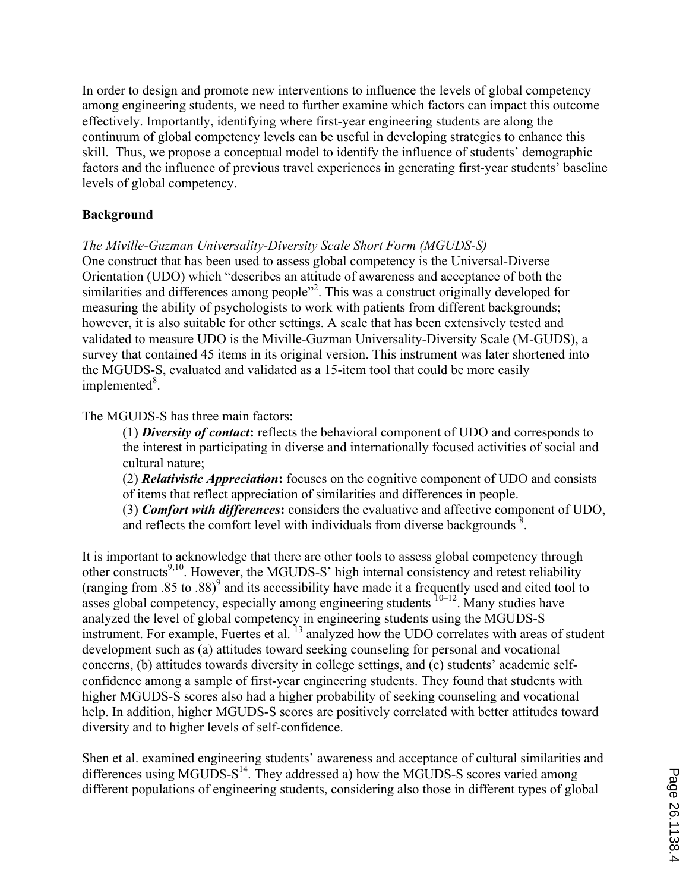In order to design and promote new interventions to influence the levels of global competency among engineering students, we need to further examine which factors can impact this outcome effectively. Importantly, identifying where first-year engineering students are along the continuum of global competency levels can be useful in developing strategies to enhance this skill. Thus, we propose a conceptual model to identify the influence of students' demographic factors and the influence of previous travel experiences in generating first-year students' baseline levels of global competency.

## Background

*The Miville-Guzman Universality-Diversity Scale Short Form (MGUDS-S)*

One construct that has been used to assess global competency is the Universal-Diverse Orientation (UDO) which "describes an attitude of awareness and acceptance of both the similarities and differences among people"[2]. This was a construct originally developed for measuring the ability of psychologists to work with patients from different backgrounds; however, it is also suitable for other settings. A scale that has been extensively tested and validated to measure UDO is the Miville-Guzman Universality-Diversity Scale (M-GUDS), a survey that contained 45 items in its original version. This instrument was later shortened into the MGUDS-S, evaluated and validated as a 15-item tool that could be more easily implemented[8].

The MGUDS-S has three main factors:

> (1) ***Diversity of contact*:** reflects the behavioral component of UDO and corresponds to the interest in participating in diverse and internationally focused activities of social and cultural nature;
>
> (2) ***Relativistic Appreciation*:** focuses on the cognitive component of UDO and consists of items that reflect appreciation of similarities and differences in people.
>
> (3) ***Comfort with differences*:** considers the evaluative and affective component of UDO, and reflects the comfort level with individuals from diverse backgrounds [8].

It is important to acknowledge that there are other tools to assess global competency through other constructs[9,10]. However, the MGUDS-S' high internal consistency and retest reliability (ranging from .85 to .88)[9] and its accessibility have made it a frequently used and cited tool to asses global competency, especially among engineering students [10–12]. Many studies have analyzed the level of global competency in engineering students using the MGUDS-S instrument. For example, Fuertes et al. [13] analyzed how the UDO correlates with areas of student development such as (a) attitudes toward seeking counseling for personal and vocational concerns, (b) attitudes towards diversity in college settings, and (c) students' academic self-confidence among a sample of first-year engineering students. They found that students with higher MGUDS-S scores also had a higher probability of seeking counseling and vocational help. In addition, higher MGUDS-S scores are positively correlated with better attitudes toward diversity and to higher levels of self-confidence.

Shen et al. examined engineering students' awareness and acceptance of cultural similarities and differences using MGUDS-S[14]. They addressed a) how the MGUDS-S scores varied among different populations of engineering students, considering also those in different types of global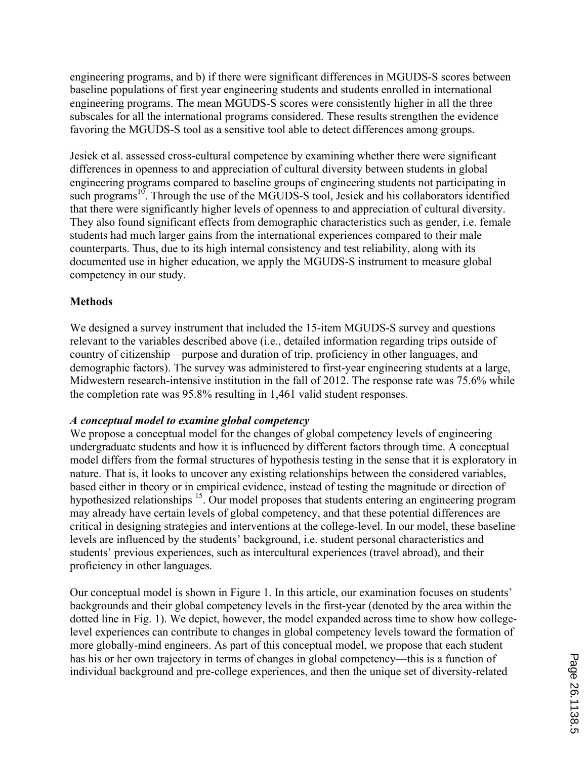engineering programs, and b) if there were significant differences in MGUDS-S scores between baseline populations of first year engineering students and students enrolled in international engineering programs. The mean MGUDS-S scores were consistently higher in all the three subscales for all the international programs considered. These results strengthen the evidence favoring the MGUDS-S tool as a sensitive tool able to detect differences among groups.

Jesiek et al. assessed cross-cultural competence by examining whether there were significant differences in openness to and appreciation of cultural diversity between students in global engineering programs compared to baseline groups of engineering students not participating in such programs[10]. Through the use of the MGUDS-S tool, Jesiek and his collaborators identified that there were significantly higher levels of openness to and appreciation of cultural diversity. They also found significant effects from demographic characteristics such as gender, i.e. female students had much larger gains from the international experiences compared to their male counterparts. Thus, due to its high internal consistency and test reliability, along with its documented use in higher education, we apply the MGUDS-S instrument to measure global competency in our study.

## Methods

We designed a survey instrument that included the 15-item MGUDS-S survey and questions relevant to the variables described above (i.e., detailed information regarding trips outside of country of citizenship—purpose and duration of trip, proficiency in other languages, and demographic factors). The survey was administered to first-year engineering students at a large, Midwestern research-intensive institution in the fall of 2012. The response rate was 75.6% while the completion rate was 95.8% resulting in 1,461 valid student responses.

### *A conceptual model to examine global competency*

We propose a conceptual model for the changes of global competency levels of engineering undergraduate students and how it is influenced by different factors through time. A conceptual model differs from the formal structures of hypothesis testing in the sense that it is exploratory in nature. That is, it looks to uncover any existing relationships between the considered variables, based either in theory or in empirical evidence, instead of testing the magnitude or direction of hypothesized relationships [15]. Our model proposes that students entering an engineering program may already have certain levels of global competency, and that these potential differences are critical in designing strategies and interventions at the college-level. In our model, these baseline levels are influenced by the students' background, i.e. student personal characteristics and students' previous experiences, such as intercultural experiences (travel abroad), and their proficiency in other languages.

Our conceptual model is shown in Figure 1. In this article, our examination focuses on students' backgrounds and their global competency levels in the first-year (denoted by the area within the dotted line in Fig. 1). We depict, however, the model expanded across time to show how college-level experiences can contribute to changes in global competency levels toward the formation of more globally-mind engineers. As part of this conceptual model, we propose that each student has his or her own trajectory in terms of changes in global competency—this is a function of individual background and pre-college experiences, and then the unique set of diversity-related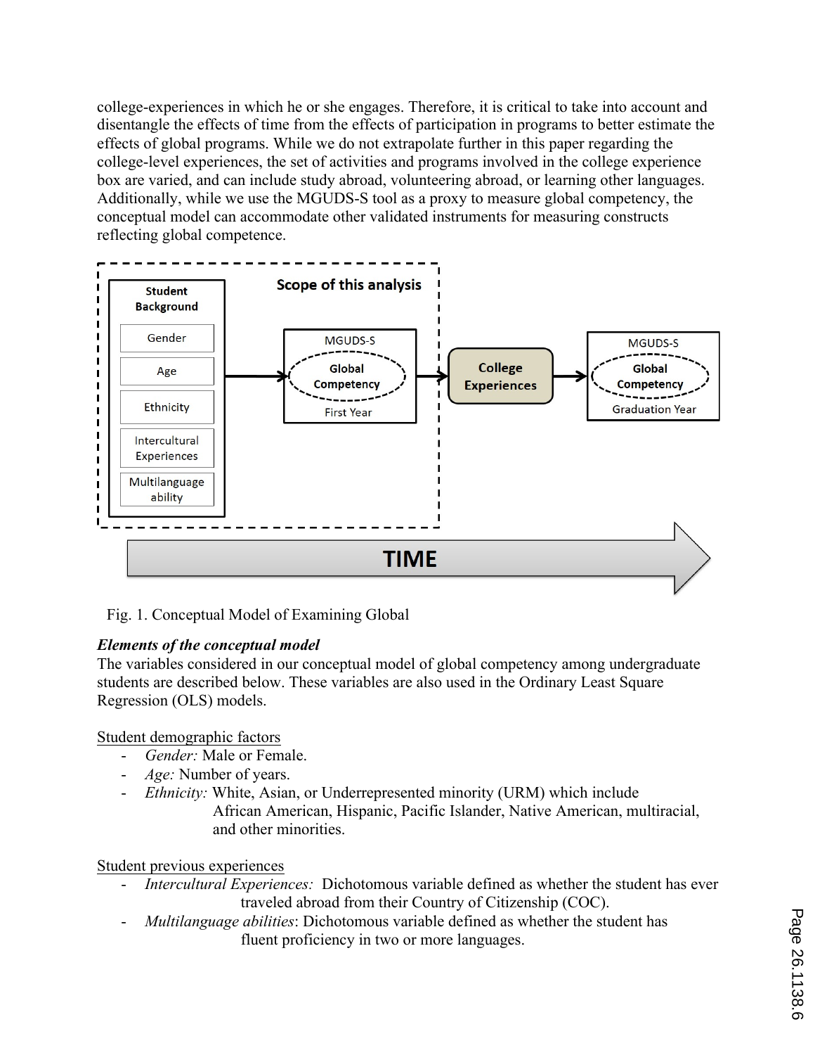college-experiences in which he or she engages. Therefore, it is critical to take into account and disentangle the effects of time from the effects of participation in programs to better estimate the effects of global programs. While we do not extrapolate further in this paper regarding the college-level experiences, the set of activities and programs involved in the college experience box are varied, and can include study abroad, volunteering abroad, or learning other languages. Additionally, while we use the MGUDS-S tool as a proxy to measure global competency, the conceptual model can accommodate other validated instruments for measuring constructs reflecting global competence.

Fig. 1. Conceptual Model of Examining Global

***Elements of the conceptual model***

The variables considered in our conceptual model of global competency among undergraduate students are described below. These variables are also used in the Ordinary Least Square Regression (OLS) models.

Student demographic factors

- *Gender:* Male or Female.
- *Age:* Number of years.
- *Ethnicity:* White, Asian, or Underrepresented minority (URM) which include African American, Hispanic, Pacific Islander, Native American, multiracial, and other minorities.

Student previous experiences

- *Intercultural Experiences:* Dichotomous variable defined as whether the student has ever traveled abroad from their Country of Citizenship (COC).
- *Multilanguage abilities*: Dichotomous variable defined as whether the student has fluent proficiency in two or more languages.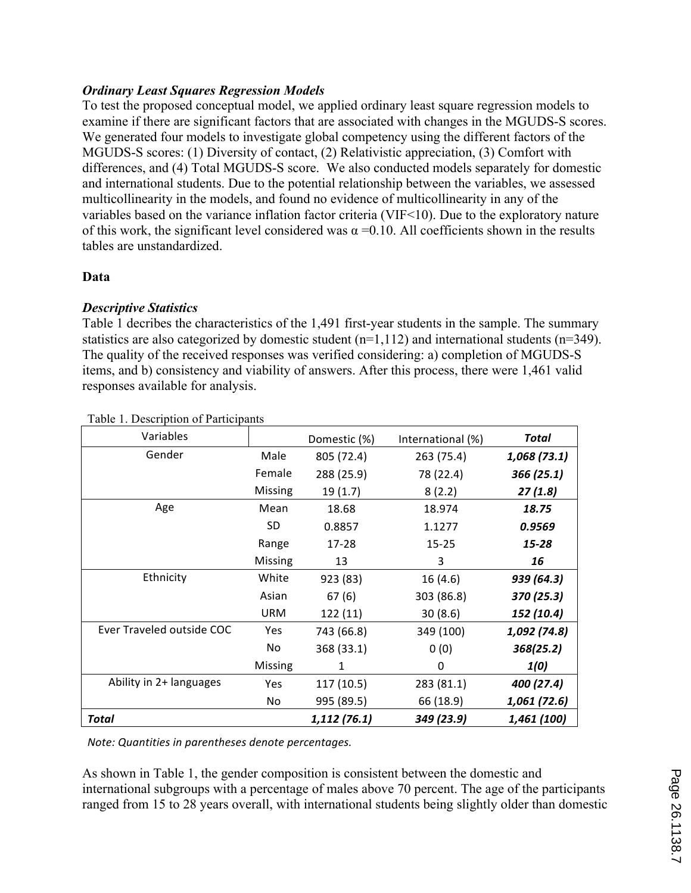### *Ordinary Least Squares Regression Models*

To test the proposed conceptual model, we applied ordinary least square regression models to examine if there are significant factors that are associated with changes in the MGUDS-S scores. We generated four models to investigate global competency using the different factors of the MGUDS-S scores: (1) Diversity of contact, (2) Relativistic appreciation, (3) Comfort with differences, and (4) Total MGUDS-S score. We also conducted models separately for domestic and international students. Due to the potential relationship between the variables, we assessed multicollinearity in the models, and found no evidence of multicollinearity in any of the variables based on the variance inflation factor criteria (VIF<10). Due to the exploratory nature of this work, the significant level considered was $\alpha = 0.10$. All coefficients shown in the results tables are unstandardized.

## Data

### *Descriptive Statistics*

Table 1 decribes the characteristics of the 1,491 first-year students in the sample. The summary statistics are also categorized by domestic student (n=1,112) and international students (n=349). The quality of the received responses was verified considering: a) completion of MGUDS-S items, and b) consistency and viability of answers. After this process, there were 1,461 valid responses available for analysis.

Table 1. Description of Participants

| Variables | | Domestic (%) | International (%) | ***Total*** |
|---|---|---|---|---|
| Gender | Male | 805 (72.4) | 263 (75.4) | ***1,068 (73.1)*** |
| | Female | 288 (25.9) | 78 (22.4) | ***366 (25.1)*** |
| | Missing | 19 (1.7) | 8 (2.2) | ***27 (1.8)*** |
| Age | Mean | 18.68 | 18.974 | ***18.75*** |
| | SD | 0.8857 | 1.1277 | ***0.9569*** |
| | Range | 17-28 | 15-25 | ***15-28*** |
| | Missing | 13 | 3 | ***16*** |
| Ethnicity | White | 923 (83) | 16 (4.6) | ***939 (64.3)*** |
| | Asian | 67 (6) | 303 (86.8) | ***370 (25.3)*** |
| | URM | 122 (11) | 30 (8.6) | ***152 (10.4)*** |
| Ever Traveled outside COC | Yes | 743 (66.8) | 349 (100) | ***1,092 (74.8)*** |
| | No | 368 (33.1) | 0 (0) | ***368(25.2)*** |
| | Missing | 1 | 0 | ***1(0)*** |
| Ability in 2+ languages | Yes | 117 (10.5) | 283 (81.1) | ***400 (27.4)*** |
| | No | 995 (89.5) | 66 (18.9) | ***1,061 (72.6)*** |
| ***Total*** | | ***1,112 (76.1)*** | ***349 (23.9)*** | ***1,461 (100)*** |

*Note: Quantities in parentheses denote percentages.*

As shown in Table 1, the gender composition is consistent between the domestic and international subgroups with a percentage of males above 70 percent. The age of the participants ranged from 15 to 28 years overall, with international students being slightly older than domestic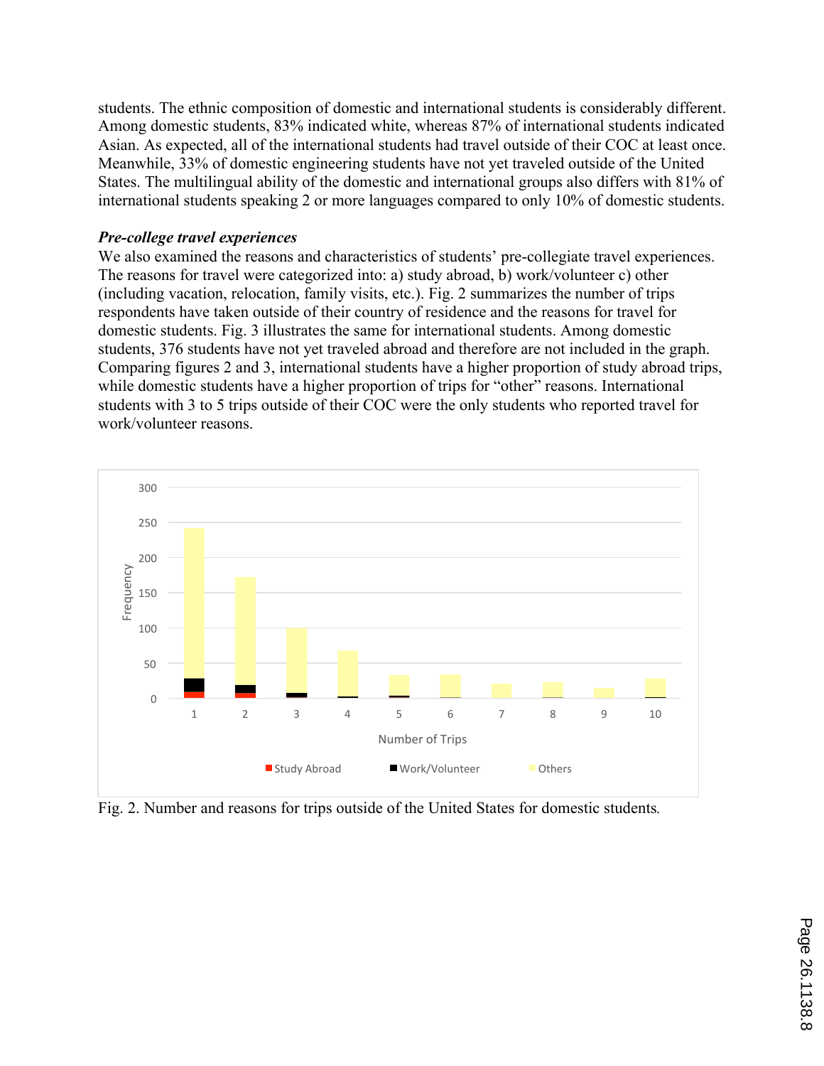students. The ethnic composition of domestic and international students is considerably different. Among domestic students, 83% indicated white, whereas 87% of international students indicated Asian. As expected, all of the international students had travel outside of their COC at least once. Meanwhile, 33% of domestic engineering students have not yet traveled outside of the United States. The multilingual ability of the domestic and international groups also differs with 81% of international students speaking 2 or more languages compared to only 10% of domestic students.

***Pre-college travel experiences***

We also examined the reasons and characteristics of students' pre-collegiate travel experiences. The reasons for travel were categorized into: a) study abroad, b) work/volunteer c) other (including vacation, relocation, family visits, etc.). Fig. 2 summarizes the number of trips respondents have taken outside of their country of residence and the reasons for travel for domestic students. Fig. 3 illustrates the same for international students. Among domestic students, 376 students have not yet traveled abroad and therefore are not included in the graph. Comparing figures 2 and 3, international students have a higher proportion of study abroad trips, while domestic students have a higher proportion of trips for "other" reasons. International students with 3 to 5 trips outside of their COC were the only students who reported travel for work/volunteer reasons.

Fig. 2. Number and reasons for trips outside of the United States for domestic students.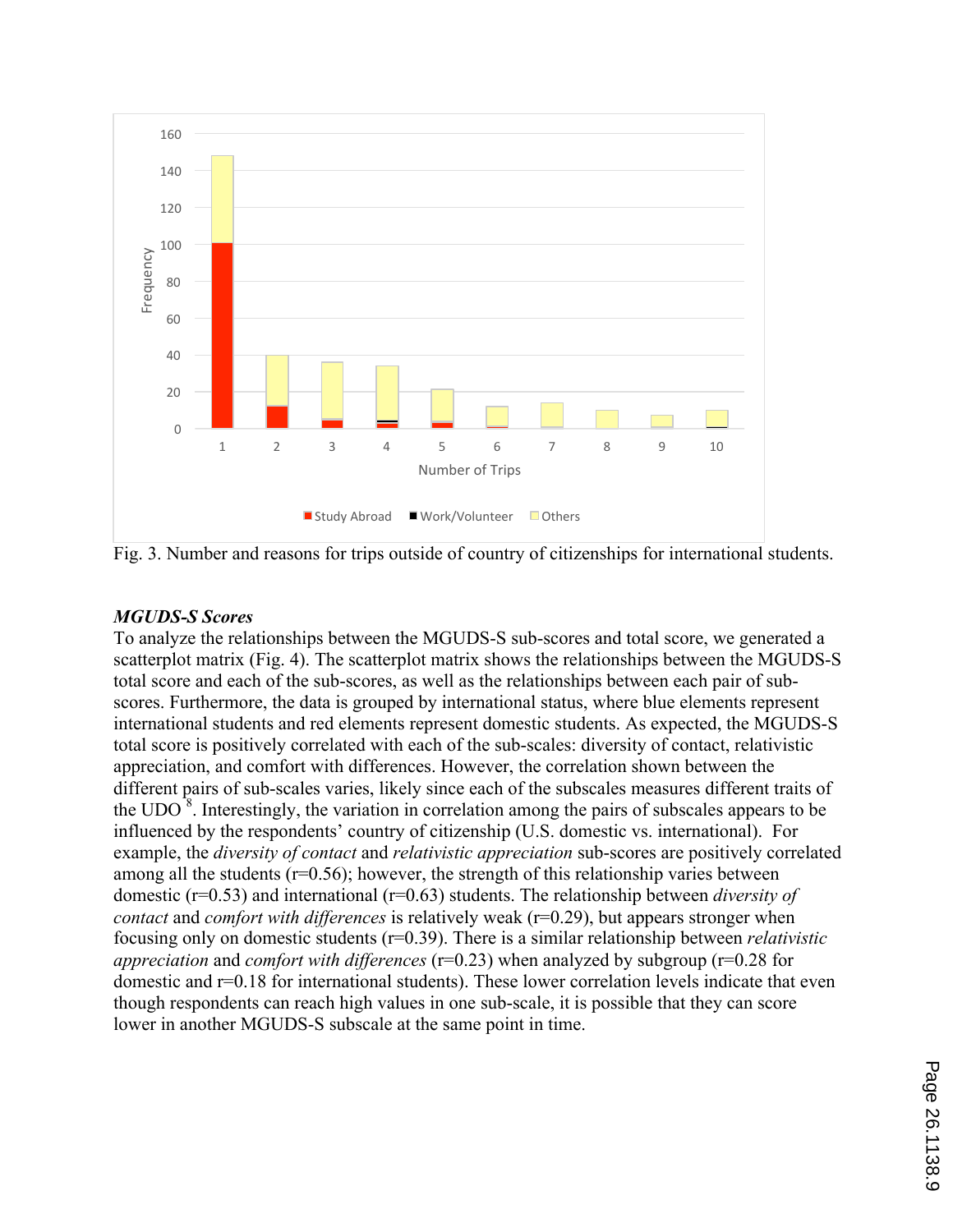Fig. 3. Number and reasons for trips outside of country of citizenships for international students.

***MGUDS-S Scores***

To analyze the relationships between the MGUDS-S sub-scores and total score, we generated a scatterplot matrix (Fig. 4). The scatterplot matrix shows the relationships between the MGUDS-S total score and each of the sub-scores, as well as the relationships between each pair of sub-scores. Furthermore, the data is grouped by international status, where blue elements represent international students and red elements represent domestic students. As expected, the MGUDS-S total score is positively correlated with each of the sub-scales: diversity of contact, relativistic appreciation, and comfort with differences. However, the correlation shown between the different pairs of sub-scales varies, likely since each of the subscales measures different traits of the UDO [8]. Interestingly, the variation in correlation among the pairs of subscales appears to be influenced by the respondents' country of citizenship (U.S. domestic vs. international). For example, the *diversity of contact* and *relativistic appreciation* sub-scores are positively correlated among all the students ($r=0.56$); however, the strength of this relationship varies between domestic ($r=0.53$) and international ($r=0.63$) students. The relationship between *diversity of contact* and *comfort with differences* is relatively weak ($r=0.29$), but appears stronger when focusing only on domestic students ($r=0.39$). There is a similar relationship between *relativistic appreciation* and *comfort with differences* ($r=0.23$) when analyzed by subgroup ($r=0.28$ for domestic and $r=0.18$ for international students). These lower correlation levels indicate that even though respondents can reach high values in one sub-scale, it is possible that they can score lower in another MGUDS-S subscale at the same point in time.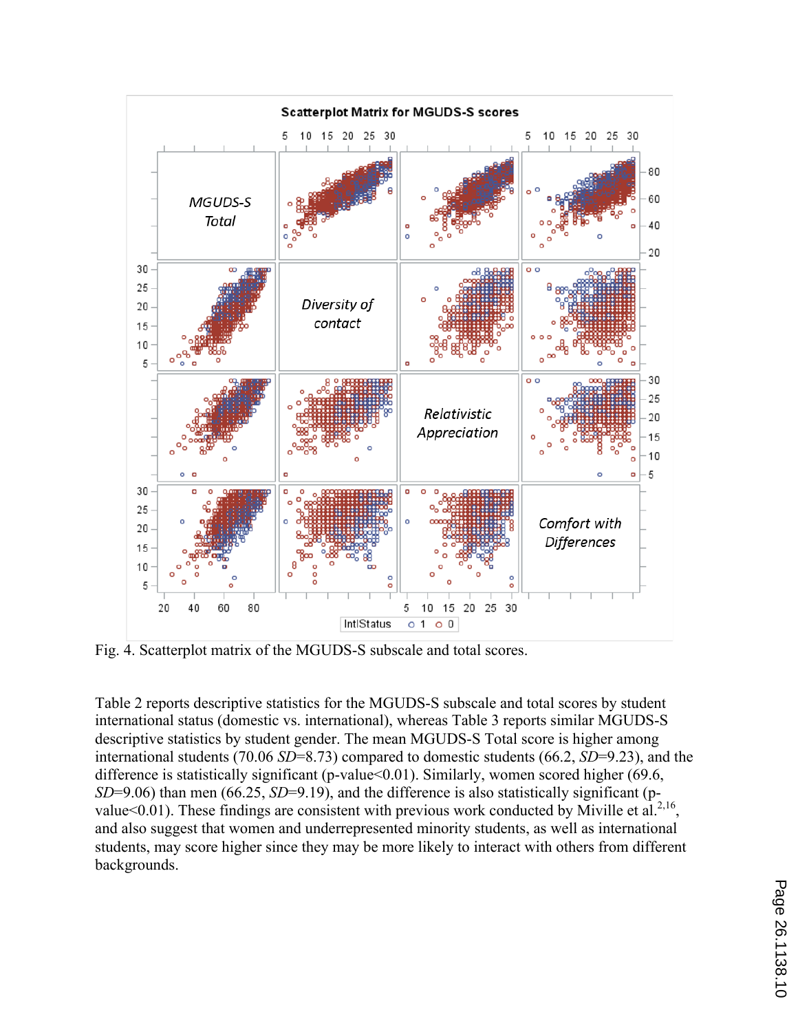Fig. 4. Scatterplot matrix of the MGUDS-S subscale and total scores.

Table 2 reports descriptive statistics for the MGUDS-S subscale and total scores by student international status (domestic vs. international), whereas Table 3 reports similar MGUDS-S descriptive statistics by student gender. The mean MGUDS-S Total score is higher among international students (70.06 *SD*=8.73) compared to domestic students (66.2, *SD*=9.23), and the difference is statistically significant (p-value<0.01). Similarly, women scored higher (69.6, *SD*=9.06) than men (66.25, *SD*=9.19), and the difference is also statistically significant (p-value<0.01). These findings are consistent with previous work conducted by Miville et al.[2,16], and also suggest that women and underrepresented minority students, as well as international students, may score higher since they may be more likely to interact with others from different backgrounds.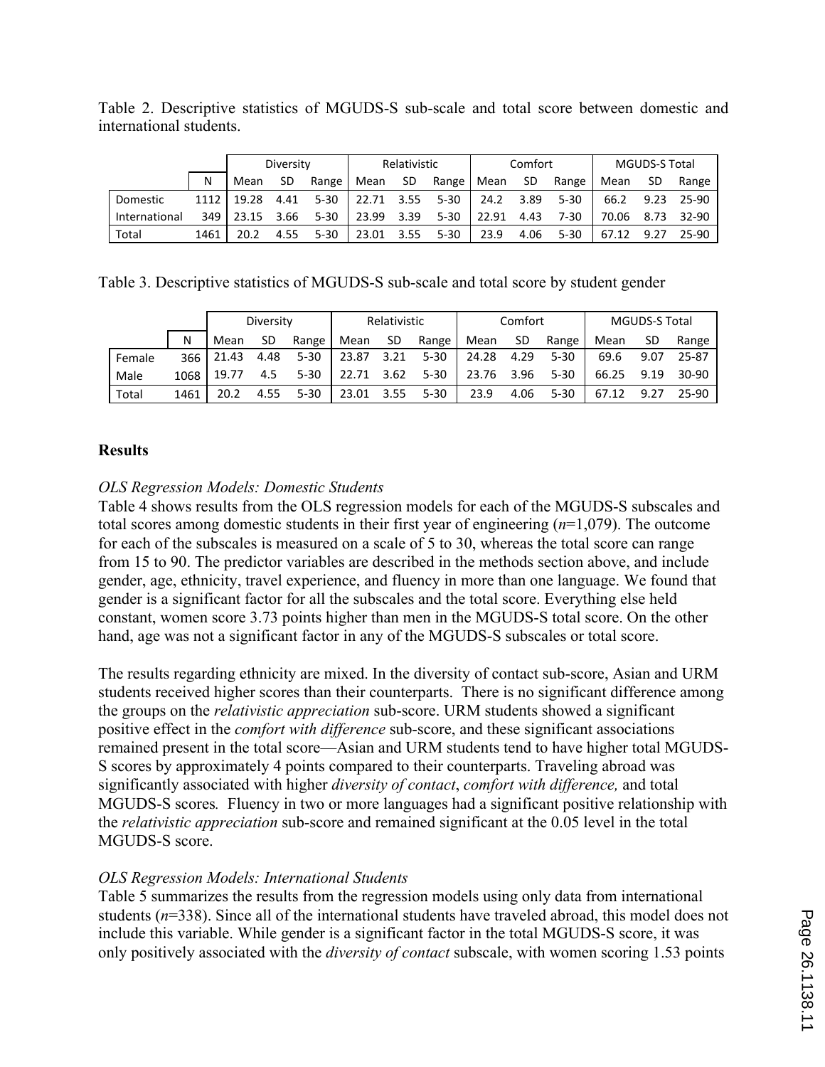Table 2. Descriptive statistics of MGUDS-S sub-scale and total score between domestic and international students.

| | | Diversity | | | Relativistic | | | Comfort | | | MGUDS-S Total | | |
|---|---|---|---|---|---|---|---|---|---|---|---|---|---|
| | N | Mean | SD | Range | Mean | SD | Range | Mean | SD | Range | Mean | SD | Range |
| Domestic | 1112 | 19.28 | 4.41 | 5-30 | 22.71 | 3.55 | 5-30 | 24.2 | 3.89 | 5-30 | 66.2 | 9.23 | 25-90 |
| International | 349 | 23.15 | 3.66 | 5-30 | 23.99 | 3.39 | 5-30 | 22.91 | 4.43 | 7-30 | 70.06 | 8.73 | 32-90 |
| Total | 1461 | 20.2 | 4.55 | 5-30 | 23.01 | 3.55 | 5-30 | 23.9 | 4.06 | 5-30 | 67.12 | 9.27 | 25-90 |

Table 3. Descriptive statistics of MGUDS-S sub-scale and total score by student gender

| | | Diversity | | | Relativistic | | | Comfort | | | MGUDS-S Total | | |
|---|---|---|---|---|---|---|---|---|---|---|---|---|---|
| | N | Mean | SD | Range | Mean | SD | Range | Mean | SD | Range | Mean | SD | Range |
| Female | 366 | 21.43 | 4.48 | 5-30 | 23.87 | 3.21 | 5-30 | 24.28 | 4.29 | 5-30 | 69.6 | 9.07 | 25-87 |
| Male | 1068 | 19.77 | 4.5 | 5-30 | 22.71 | 3.62 | 5-30 | 23.76 | 3.96 | 5-30 | 66.25 | 9.19 | 30-90 |
| Total | 1461 | 20.2 | 4.55 | 5-30 | 23.01 | 3.55 | 5-30 | 23.9 | 4.06 | 5-30 | 67.12 | 9.27 | 25-90 |

## Results

*OLS Regression Models: Domestic Students*

Table 4 shows results from the OLS regression models for each of the MGUDS-S subscales and total scores among domestic students in their first year of engineering ($n$=1,079). The outcome for each of the subscales is measured on a scale of 5 to 30, whereas the total score can range from 15 to 90. The predictor variables are described in the methods section above, and include gender, age, ethnicity, travel experience, and fluency in more than one language. We found that gender is a significant factor for all the subscales and the total score. Everything else held constant, women score 3.73 points higher than men in the MGUDS-S total score. On the other hand, age was not a significant factor in any of the MGUDS-S subscales or total score.

The results regarding ethnicity are mixed. In the diversity of contact sub-score, Asian and URM students received higher scores than their counterparts. There is no significant difference among the groups on the *relativistic appreciation* sub-score. URM students showed a significant positive effect in the *comfort with difference* sub-score, and these significant associations remained present in the total score—Asian and URM students tend to have higher total MGUDS-S scores by approximately 4 points compared to their counterparts. Traveling abroad was significantly associated with higher *diversity of contact*, *comfort with difference,* and total MGUDS-S scores*.* Fluency in two or more languages had a significant positive relationship with the *relativistic appreciation* sub-score and remained significant at the 0.05 level in the total MGUDS-S score.

*OLS Regression Models: International Students*

Table 5 summarizes the results from the regression models using only data from international students ($n$=338). Since all of the international students have traveled abroad, this model does not include this variable. While gender is a significant factor in the total MGUDS-S score, it was only positively associated with the *diversity of contact* subscale, with women scoring 1.53 points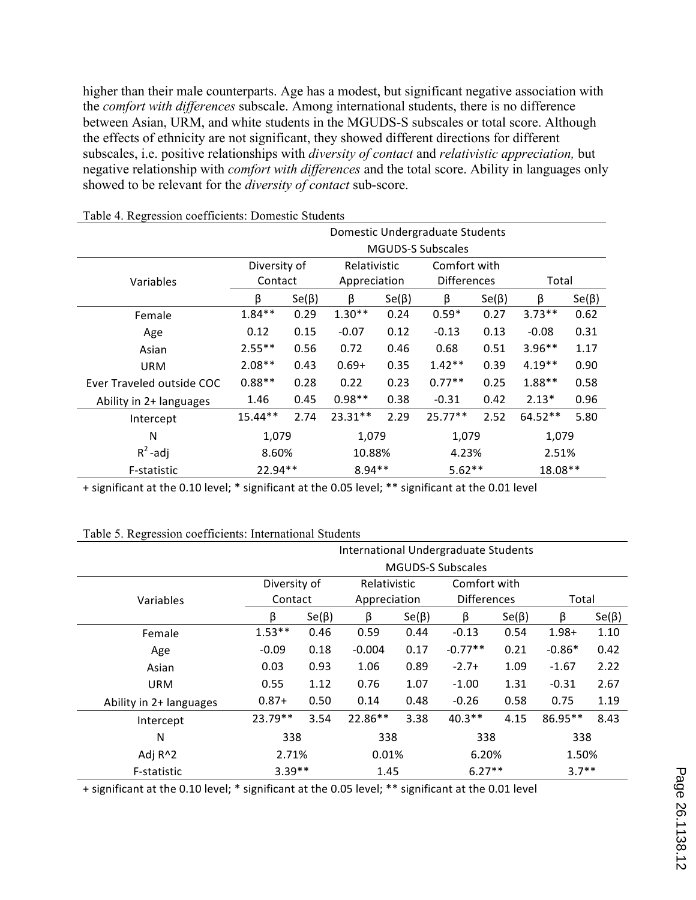higher than their male counterparts. Age has a modest, but significant negative association with the *comfort with differences* subscale. Among international students, there is no difference between Asian, URM, and white students in the MGUDS-S subscales or total score. Although the effects of ethnicity are not significant, they showed different directions for different subscales, i.e. positive relationships with *diversity of contact* and *relativistic appreciation,* but negative relationship with *comfort with differences* and the total score. Ability in languages only showed to be relevant for the *diversity of contact* sub-score.

Table 4. Regression coefficients: Domestic Students

| | Domestic Undergraduate Students MGUDS-S Subscales | | | | | | | |
|---|---|---|---|---|---|---|---|---|
| Variables | Diversity of Contact | | Relativistic Appreciation | | Comfort with Differences | | Total | |
| | β | Se(β) | β | Se(β) | β | Se(β) | β | Se(β) |
| Female | 1.84** | 0.29 | 1.30** | 0.24 | 0.59* | 0.27 | 3.73** | 0.62 |
| Age | 0.12 | 0.15 | -0.07 | 0.12 | -0.13 | 0.13 | -0.08 | 0.31 |
| Asian | 2.55** | 0.56 | 0.72 | 0.46 | 0.68 | 0.51 | 3.96** | 1.17 |
| URM | 2.08** | 0.43 | 0.69+ | 0.35 | 1.42** | 0.39 | 4.19** | 0.90 |
| Ever Traveled outside COC | 0.88** | 0.28 | 0.22 | 0.23 | 0.77** | 0.25 | 1.88** | 0.58 |
| Ability in 2+ languages | 1.46 | 0.45 | 0.98** | 0.38 | -0.31 | 0.42 | 2.13* | 0.96 |
| Intercept | 15.44** | 2.74 | 23.31** | 2.29 | 25.77** | 2.52 | 64.52** | 5.80 |
| N | 1,079 | | 1,079 | | 1,079 | | 1,079 | |
| $R^2$-adj | 8.60% | | 10.88% | | 4.23% | | 2.51% | |
| F-statistic | 22.94** | | 8.94** | | 5.62** | | 18.08** | |

+ significant at the 0.10 level; * significant at the 0.05 level; ** significant at the 0.01 level

Table 5. Regression coefficients: International Students

| | International Undergraduate Students MGUDS-S Subscales | | | | | | | |
|---|---|---|---|---|---|---|---|---|
| Variables | Diversity of Contact | | Relativistic Appreciation | | Comfort with Differences | | Total | |
| | β | Se(β) | β | Se(β) | β | Se(β) | β | Se(β) |
| Female | 1.53** | 0.46 | 0.59 | 0.44 | -0.13 | 0.54 | 1.98+ | 1.10 |
| Age | -0.09 | 0.18 | -0.004 | 0.17 | -0.77** | 0.21 | -0.86* | 0.42 |
| Asian | 0.03 | 0.93 | 1.06 | 0.89 | -2.7+ | 1.09 | -1.67 | 2.22 |
| URM | 0.55 | 1.12 | 0.76 | 1.07 | -1.00 | 1.31 | -0.31 | 2.67 |
| Ability in 2+ languages | 0.87+ | 0.50 | 0.14 | 0.48 | -0.26 | 0.58 | 0.75 | 1.19 |
| Intercept | 23.79** | 3.54 | 22.86** | 3.38 | 40.3** | 4.15 | 86.95** | 8.43 |
| N | 338 | | 338 | | 338 | | 338 | |
| Adj R^2 | 2.71% | | 0.01% | | 6.20% | | 1.50% | |
| F-statistic | 3.39** | | 1.45 | | 6.27** | | 3.7** | |

+ significant at the 0.10 level; * significant at the 0.05 level; ** significant at the 0.01 level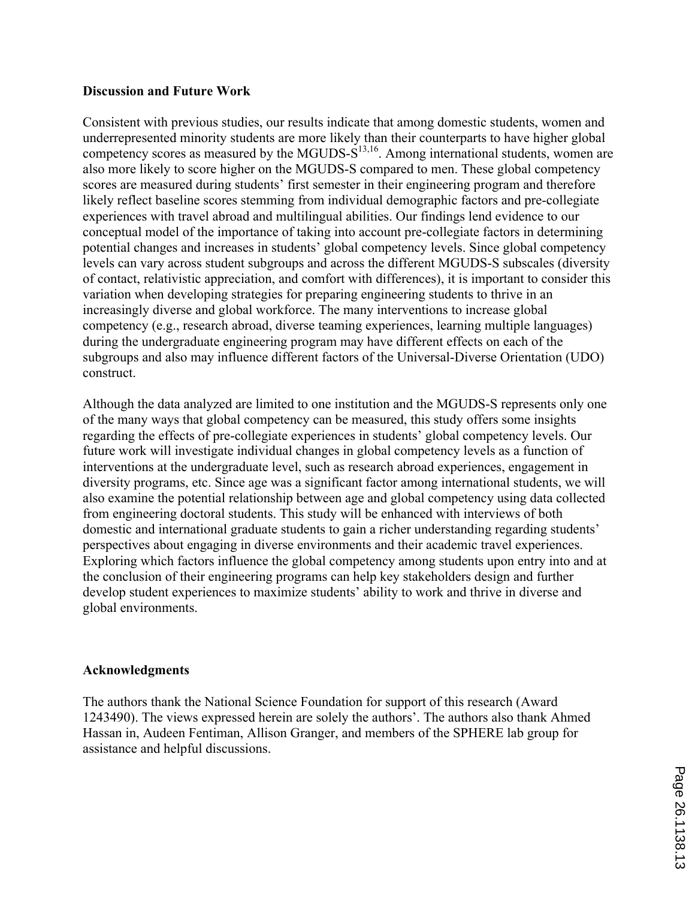### Discussion and Future Work

Consistent with previous studies, our results indicate that among domestic students, women and underrepresented minority students are more likely than their counterparts to have higher global competency scores as measured by the MGUDS-S[13,16]. Among international students, women are also more likely to score higher on the MGUDS-S compared to men. These global competency scores are measured during students' first semester in their engineering program and therefore likely reflect baseline scores stemming from individual demographic factors and pre-collegiate experiences with travel abroad and multilingual abilities. Our findings lend evidence to our conceptual model of the importance of taking into account pre-collegiate factors in determining potential changes and increases in students' global competency levels. Since global competency levels can vary across student subgroups and across the different MGUDS-S subscales (diversity of contact, relativistic appreciation, and comfort with differences), it is important to consider this variation when developing strategies for preparing engineering students to thrive in an increasingly diverse and global workforce. The many interventions to increase global competency (e.g., research abroad, diverse teaming experiences, learning multiple languages) during the undergraduate engineering program may have different effects on each of the subgroups and also may influence different factors of the Universal-Diverse Orientation (UDO) construct.

Although the data analyzed are limited to one institution and the MGUDS-S represents only one of the many ways that global competency can be measured, this study offers some insights regarding the effects of pre-collegiate experiences in students' global competency levels. Our future work will investigate individual changes in global competency levels as a function of interventions at the undergraduate level, such as research abroad experiences, engagement in diversity programs, etc. Since age was a significant factor among international students, we will also examine the potential relationship between age and global competency using data collected from engineering doctoral students. This study will be enhanced with interviews of both domestic and international graduate students to gain a richer understanding regarding students' perspectives about engaging in diverse environments and their academic travel experiences. Exploring which factors influence the global competency among students upon entry into and at the conclusion of their engineering programs can help key stakeholders design and further develop student experiences to maximize students' ability to work and thrive in diverse and global environments.

### Acknowledgments

The authors thank the National Science Foundation for support of this research (Award 1243490). The views expressed herein are solely the authors'. The authors also thank Ahmed Hassan in, Audeen Fentiman, Allison Granger, and members of the SPHERE lab group for assistance and helpful discussions.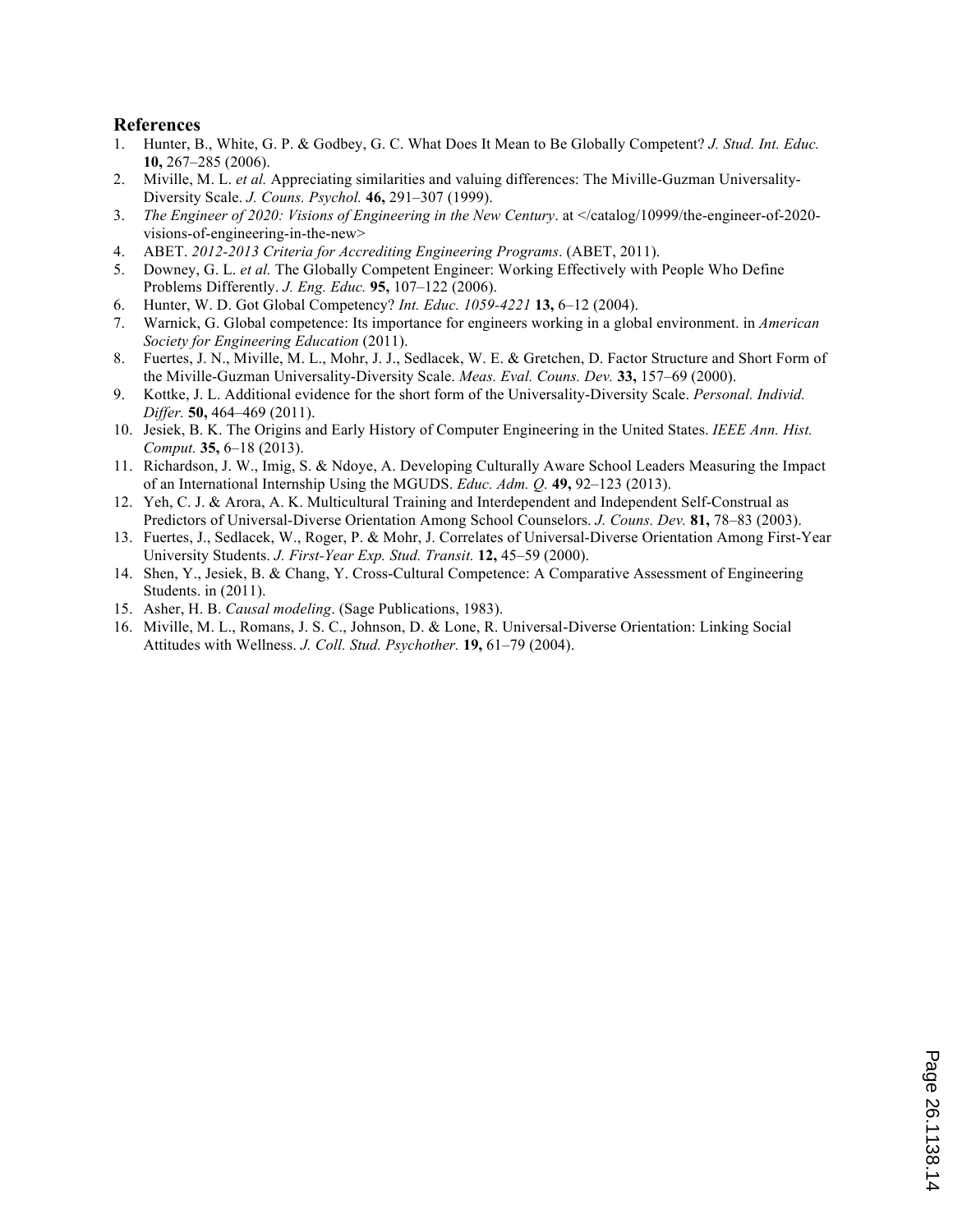## References

1. Hunter, B., White, G. P. & Godbey, G. C. What Does It Mean to Be Globally Competent? *J. Stud. Int. Educ.* **10,** 267–285 (2006).
2. Miville, M. L. *et al.* Appreciating similarities and valuing differences: The Miville-Guzman Universality-Diversity Scale. *J. Couns. Psychol.* **46,** 291–307 (1999).
3. *The Engineer of 2020: Visions of Engineering in the New Century*. at </catalog/10999/the-engineer-of-2020-visions-of-engineering-in-the-new>
4. ABET. *2012-2013 Criteria for Accrediting Engineering Programs*. (ABET, 2011).
5. Downey, G. L. *et al.* The Globally Competent Engineer: Working Effectively with People Who Define Problems Differently. *J. Eng. Educ.* **95,** 107–122 (2006).
6. Hunter, W. D. Got Global Competency? *Int. Educ. 1059-4221* **13,** 6–12 (2004).
7. Warnick, G. Global competence: Its importance for engineers working in a global environment. in *American Society for Engineering Education* (2011).
8. Fuertes, J. N., Miville, M. L., Mohr, J. J., Sedlacek, W. E. & Gretchen, D. Factor Structure and Short Form of the Miville-Guzman Universality-Diversity Scale. *Meas. Eval. Couns. Dev.* **33,** 157–69 (2000).
9. Kottke, J. L. Additional evidence for the short form of the Universality-Diversity Scale. *Personal. Individ. Differ.* **50,** 464–469 (2011).
10. Jesiek, B. K. The Origins and Early History of Computer Engineering in the United States. *IEEE Ann. Hist. Comput.* **35,** 6–18 (2013).
11. Richardson, J. W., Imig, S. & Ndoye, A. Developing Culturally Aware School Leaders Measuring the Impact of an International Internship Using the MGUDS. *Educ. Adm. Q.* **49,** 92–123 (2013).
12. Yeh, C. J. & Arora, A. K. Multicultural Training and Interdependent and Independent Self-Construal as Predictors of Universal-Diverse Orientation Among School Counselors. *J. Couns. Dev.* **81,** 78–83 (2003).
13. Fuertes, J., Sedlacek, W., Roger, P. & Mohr, J. Correlates of Universal-Diverse Orientation Among First-Year University Students. *J. First-Year Exp. Stud. Transit.* **12,** 45–59 (2000).
14. Shen, Y., Jesiek, B. & Chang, Y. Cross-Cultural Competence: A Comparative Assessment of Engineering Students. in (2011).
15. Asher, H. B. *Causal modeling*. (Sage Publications, 1983).
16. Miville, M. L., Romans, J. S. C., Johnson, D. & Lone, R. Universal-Diverse Orientation: Linking Social Attitudes with Wellness. *J. Coll. Stud. Psychother.* **19,** 61–79 (2004).